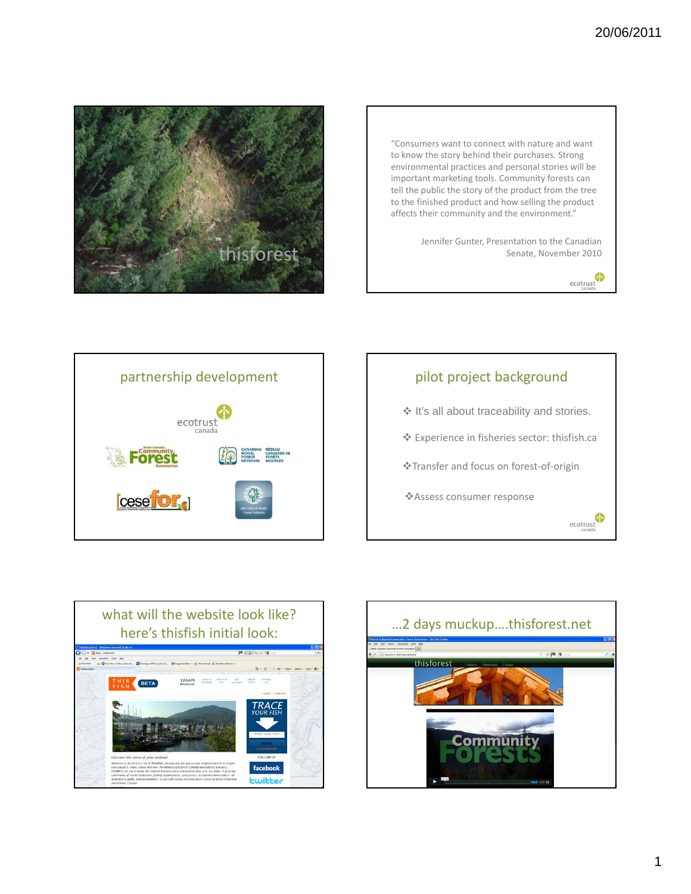thisforest

"Consumers want to connect with nature and want to know the story behind their purchases. Strong environmental practices and personal stories will be important marketing tools. Community forests can tell the public the story of the product from the tree to the finished product and how selling the product affects their community and the environment."

Jennifer Gunter, Presentation to the Canadian Senate, November 2010

## partnership development

ecotrust canada

## pilot project background

- It's all about traceability and stories.
- Experience in fisheries sector: thisfish.ca
- Transfer and focus on forest-of-origin
- Assess consumer response

## what will the website look like? here's thisfish initial look:

## …2 days muckup….thisforest.net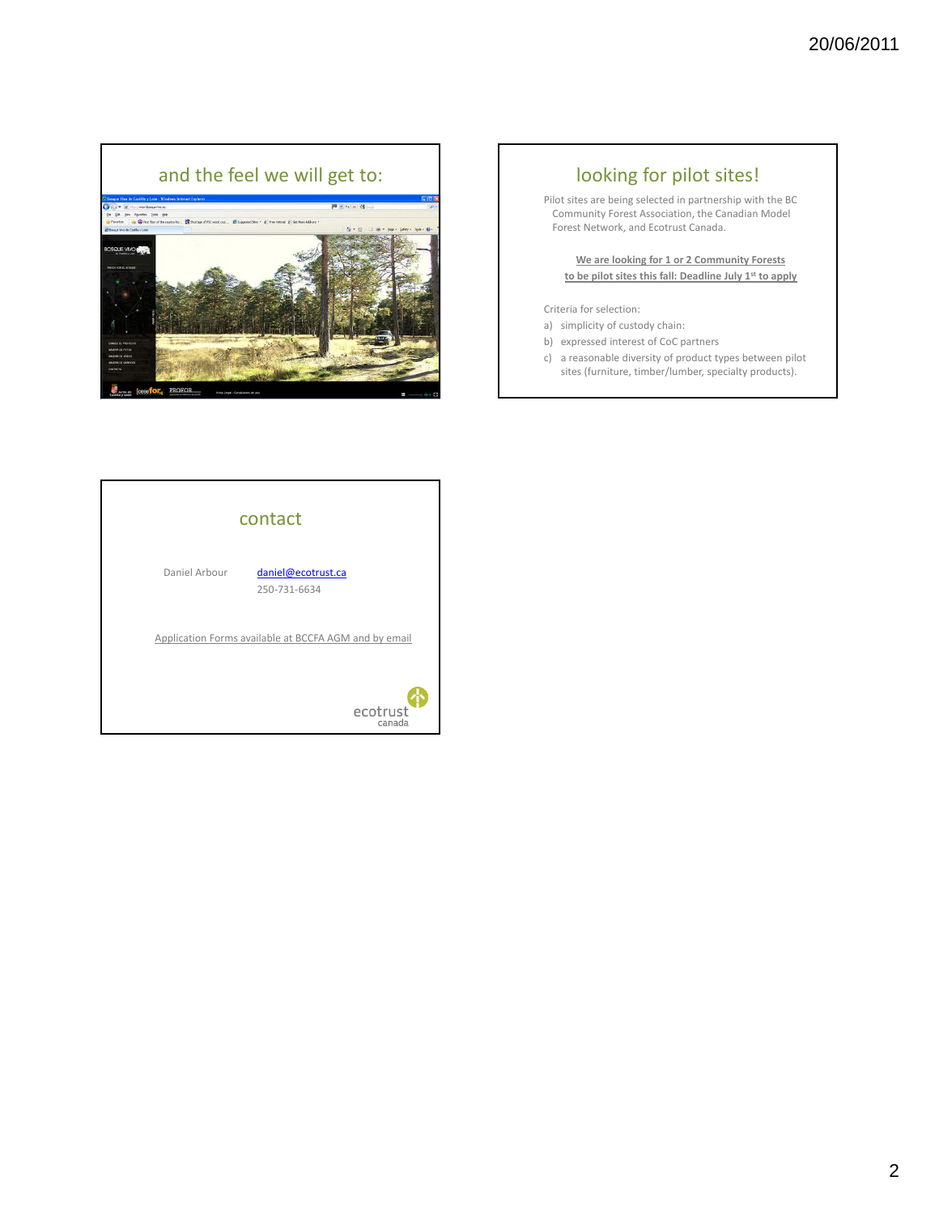## and the feel we will get to:

## looking for pilot sites!

Pilot sites are being selected in partnership with the BC Community Forest Association, the Canadian Model Forest Network, and Ecotrust Canada.

**We are looking for 1 or 2 Community Forests to be pilot sites this fall: Deadline July 1st to apply**

Criteria for selection:

a) simplicity of custody chain:
b) expressed interest of CoC partners
c) a reasonable diversity of product types between pilot sites (furniture, timber/lumber, specialty products).

## contact

Daniel Arbour  daniel@ecotrust.ca
250-731-6634

Application Forms available at BCCFA AGM and by email

ecotrust canada